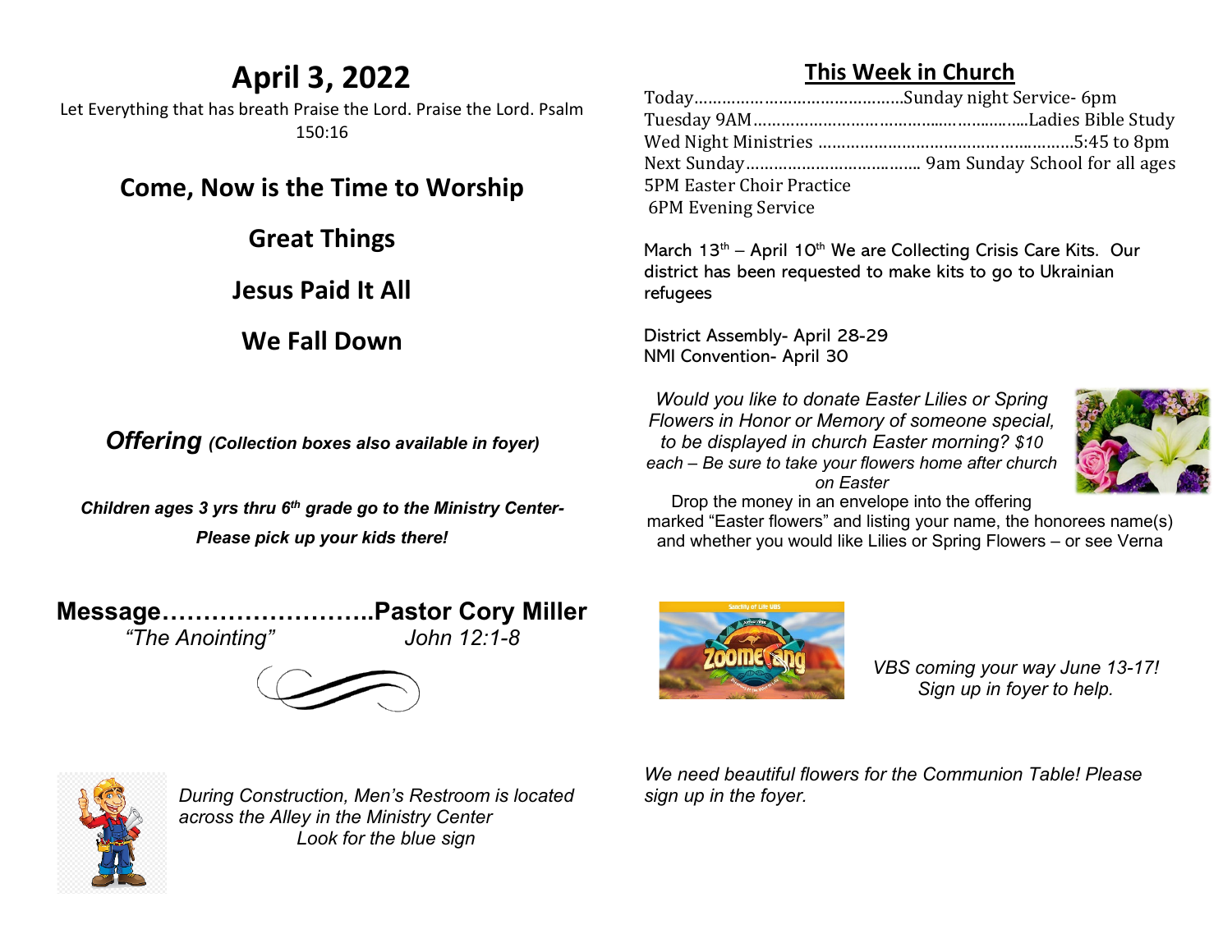# April 3, 2022

Let Everything that has breath Praise the Lord. Praise the Lord. Psalm 150:16

## Come, Now is the Time to Worship

## Great Things

## Jesus Paid It All

## We Fall Down

***Offering*** ***(Collection boxes also available in foyer)***

***Children ages 3 yrs thru 6th grade go to the Ministry Center- Please pick up your kids there!***

**Message……………………..Pastor Cory Miller**

*"The Anointing"* *John 12:1-8*

*During Construction, Men's Restroom is located across the Alley in the Ministry Center*
*Look for the blue sign*

## This Week in Church

Today……………………………………..Sunday night Service- 6pm
Tuesday 9AM………………………………………………..Ladies Bible Study
Wed Night Ministries ……………………………………………5:45 to 8pm
Next Sunday……………………………….. 9am Sunday School for all ages
5PM Easter Choir Practice
6PM Evening Service

March 13th – April 10th We are Collecting Crisis Care Kits. Our district has been requested to make kits to go to Ukrainian refugees

District Assembly- April 28-29
NMI Convention- April 30

*Would you like to donate Easter Lilies or Spring Flowers in Honor or Memory of someone special, to be displayed in church Easter morning? $10 each – Be sure to take your flowers home after church on Easter*

Drop the money in an envelope into the offering marked "Easter flowers" and listing your name, the honorees name(s) and whether you would like Lilies or Spring Flowers – or see Verna

*VBS coming your way June 13-17! Sign up in foyer to help.*

*We need beautiful flowers for the Communion Table! Please sign up in the foyer.*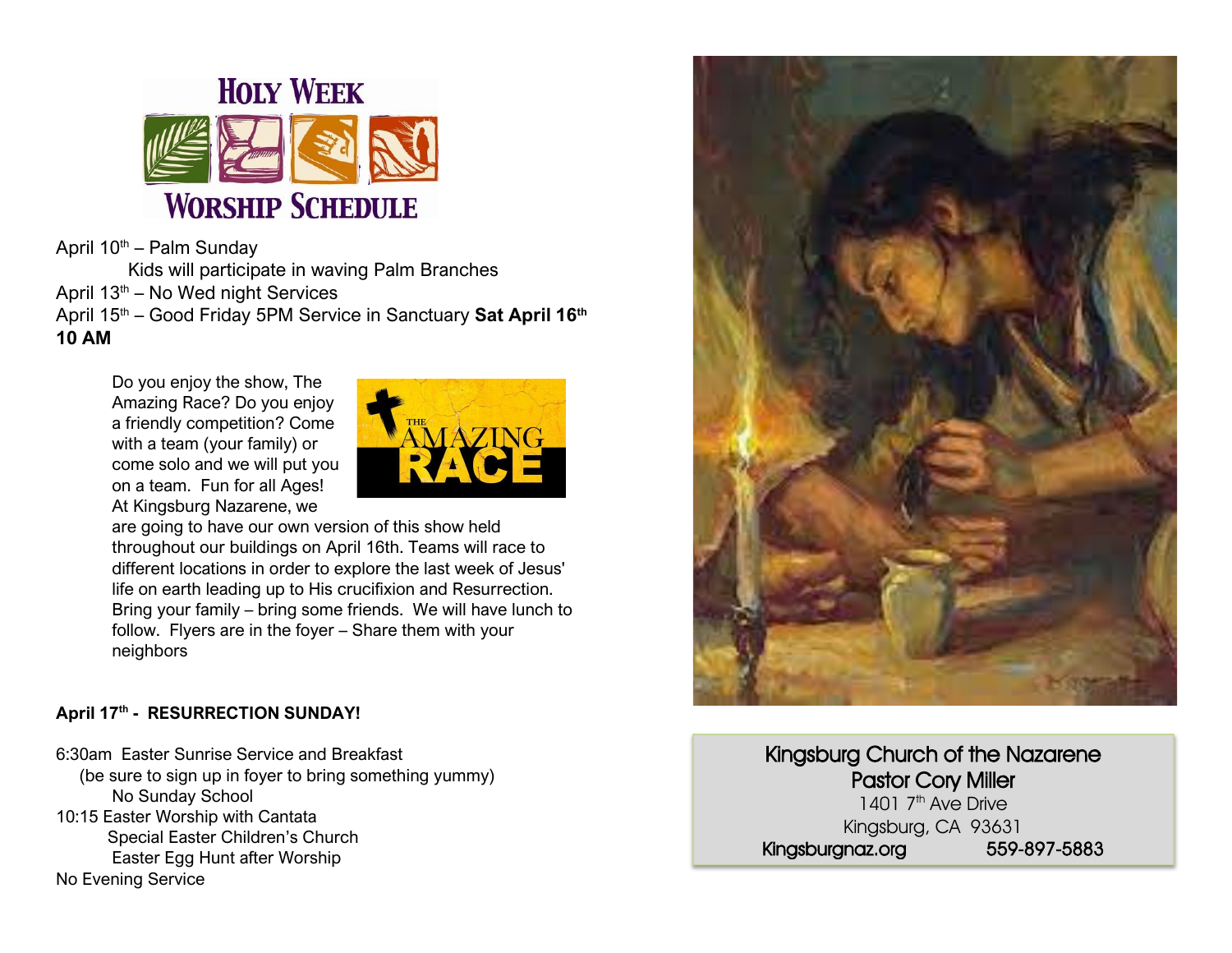# Holy Week Worship Schedule

April 10th – Palm Sunday
Kids will participate in waving Palm Branches
April 13th – No Wed night Services
April 15th – Good Friday 5PM Service in Sanctuary **Sat April 16th 10 AM**

Do you enjoy the show, The Amazing Race? Do you enjoy a friendly competition? Come with a team (your family) or come solo and we will put you on a team. Fun for all Ages! At Kingsburg Nazarene, we are going to have our own version of this show held throughout our buildings on April 16th. Teams will race to different locations in order to explore the last week of Jesus' life on earth leading up to His crucifixion and Resurrection. Bring your family – bring some friends. We will have lunch to follow. Flyers are in the foyer – Share them with your neighbors

**April 17th - RESURRECTION SUNDAY!**

6:30am Easter Sunrise Service and Breakfast
(be sure to sign up in foyer to bring something yummy)
No Sunday School
10:15 Easter Worship with Cantata
Special Easter Children's Church
Easter Egg Hunt after Worship
No Evening Service

Kingsburg Church of the Nazarene
Pastor Cory Miller
1401 7th Ave Drive
Kingsburg, CA 93631
Kingsburgnaz.org 559-897-5883